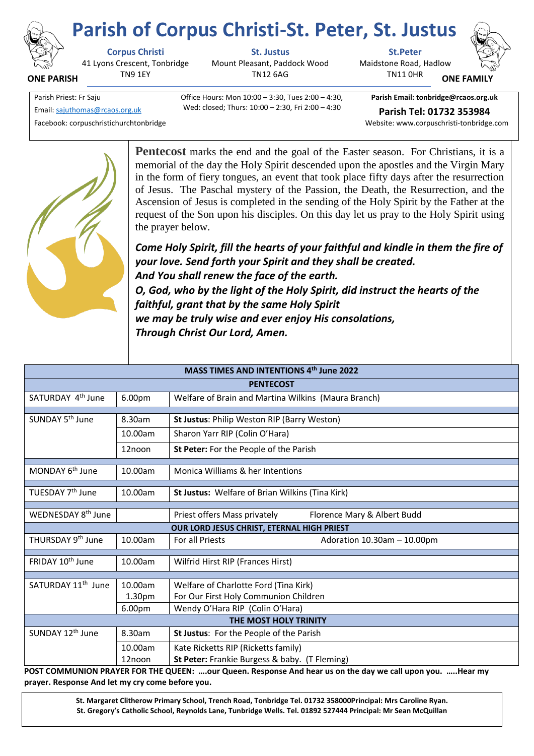# Parish of Corpus Christi-St. Peter, St. Justus

ONE PARISH — ONE FAMILY

| **Corpus Christi** | **St. Justus** | **St.Peter** |
|---|---|---|
| 41 Lyons Crescent, Tonbridge TN9 1EY | Mount Pleasant, Paddock Wood TN12 6AG | Maidstone Road, Hadlow TN11 0HR |

Parish Priest: Fr Saju
Email: sajuthomas@rcaos.org.uk
Facebook: corpuschristichurchtonbridge

Office Hours: Mon 10:00 – 3:30, Tues 2:00 – 4:30, Wed: closed; Thurs: 10:00 – 2:30, Fri 2:00 – 4:30

**Parish Email: tonbridge@rcaos.org.uk**
**Parish Tel: 01732 353984**
Website: www.corpuschristi-tonbridge.com

**Pentecost** marks the end and the goal of the Easter season. For Christians, it is a memorial of the day the Holy Spirit descended upon the apostles and the Virgin Mary in the form of fiery tongues, an event that took place fifty days after the resurrection of Jesus. The Paschal mystery of the Passion, the Death, the Resurrection, and the Ascension of Jesus is completed in the sending of the Holy Spirit by the Father at the request of the Son upon his disciples. On this day let us pray to the Holy Spirit using the prayer below.

***Come Holy Spirit, fill the hearts of your faithful and kindle in them the fire of your love. Send forth your Spirit and they shall be created.***
***And You shall renew the face of the earth.***
***O, God, who by the light of the Holy Spirit, did instruct the hearts of the faithful, grant that by the same Holy Spirit***
***we may be truly wise and ever enjoy His consolations,***
***Through Christ Our Lord, Amen.***

| **MASS TIMES AND INTENTIONS 4th June 2022** | | |
|---|---|---|
| **PENTECOST** | | |
| SATURDAY 4th June | 6.00pm | Welfare of Brain and Martina Wilkins (Maura Branch) |
| SUNDAY 5th June | 8.30am | **St Justus**: Philip Weston RIP (Barry Weston) |
| | 10.00am | Sharon Yarr RIP (Colin O'Hara) |
| | 12noon | **St Peter:** For the People of the Parish |
| MONDAY 6th June | 10.00am | Monica Williams & her Intentions |
| TUESDAY 7th June | 10.00am | **St Justus:** Welfare of Brian Wilkins (Tina Kirk) |
| WEDNESDAY 8th June | | Priest offers Mass privately — Florence Mary & Albert Budd |
| **OUR LORD JESUS CHRIST, ETERNAL HIGH PRIEST** | | |
| THURSDAY 9th June | 10.00am | For all Priests — Adoration 10.30am – 10.00pm |
| FRIDAY 10th June | 10.00am | Wilfrid Hirst RIP (Frances Hirst) |
| SATURDAY 11th June | 10.00am | Welfare of Charlotte Ford (Tina Kirk) |
| | 1.30pm | For Our First Holy Communion Children |
| | 6.00pm | Wendy O'Hara RIP (Colin O'Hara) |
| **THE MOST HOLY TRINITY** | | |
| SUNDAY 12th June | 8.30am | **St Justus**: For the People of the Parish |
| | 10.00am | Kate Ricketts RIP (Ricketts family) |
| | 12noon | **St Peter:** Frankie Burgess & baby. (T Fleming) |

**POST COMMUNION PRAYER FOR THE QUEEN: ….our Queen. Response And hear us on the day we call upon you. …..Hear my prayer. Response And let my cry come before you.**

**St. Margaret Clitherow Primary School, Trench Road, Tonbridge Tel. 01732 358000Principal: Mrs Caroline Ryan.**
**St. Gregory's Catholic School, Reynolds Lane, Tunbridge Wells. Tel. 01892 527444 Principal: Mr Sean McQuillan**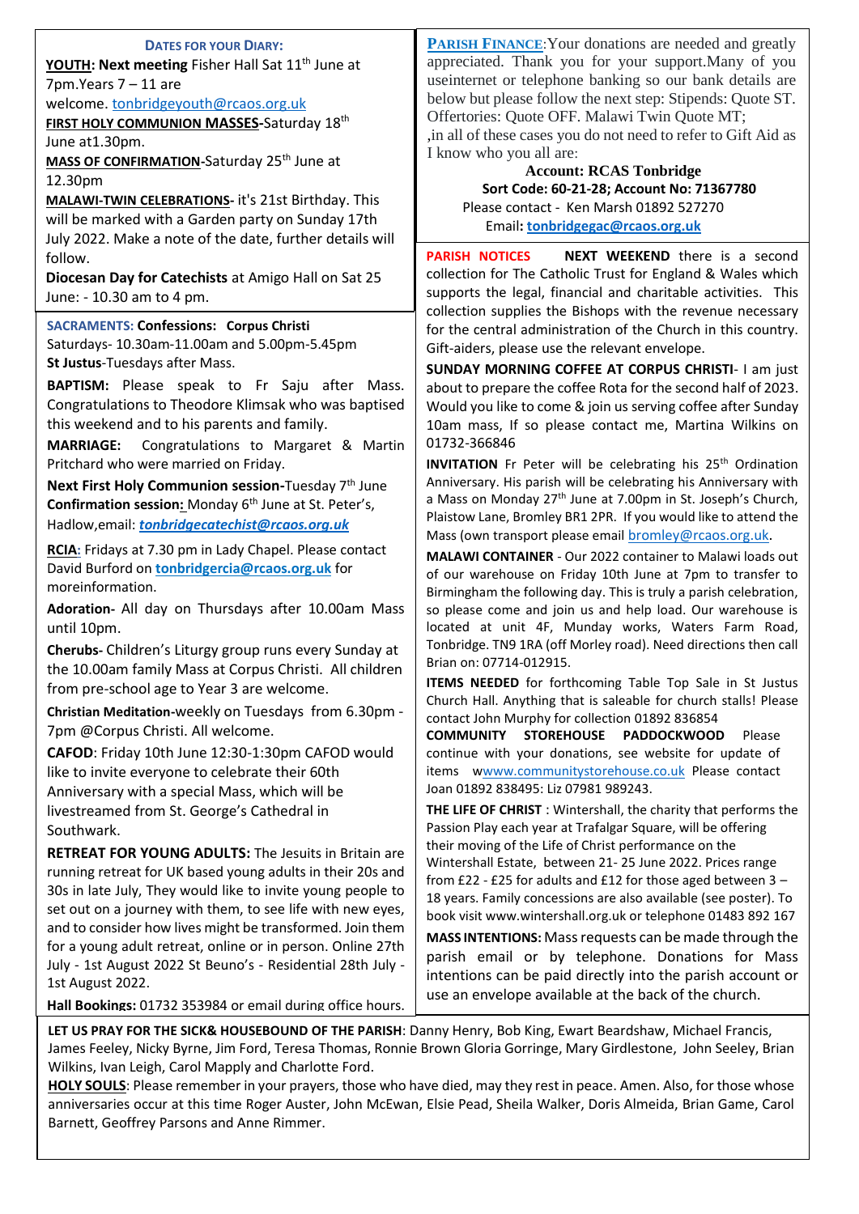### DATES FOR YOUR DIARY:

**YOUTH: Next meeting** Fisher Hall Sat 11th June at 7pm.Years 7 – 11 are welcome. tonbridgeyouth@rcaos.org.uk

**FIRST HOLY COMMUNION MASSES-**Saturday 18th June at1.30pm.

**MASS OF CONFIRMATION**-Saturday 25th June at 12.30pm

**MALAWI-TWIN CELEBRATIONS**- it's 21st Birthday. This will be marked with a Garden party on Sunday 17th July 2022. Make a note of the date, further details will follow.

**Diocesan Day for Catechists** at Amigo Hall on Sat 25 June: - 10.30 am to 4 pm.

**SACRAMENTS: Confessions: Corpus Christi** Saturdays- 10.30am-11.00am and 5.00pm-5.45pm **St Justus**-Tuesdays after Mass.

**BAPTISM:** Please speak to Fr Saju after Mass. Congratulations to Theodore Klimsak who was baptised this weekend and to his parents and family.

**MARRIAGE:** Congratulations to Margaret & Martin Pritchard who were married on Friday.

**Next First Holy Communion session-**Tuesday 7th June **Confirmation session:** Monday 6th June at St. Peter's, Hadlow,email: ***tonbridgecatechist@rcaos.org.uk***

**RCIA**: Fridays at 7.30 pm in Lady Chapel. Please contact David Burford on **tonbridgercia@rcaos.org.uk** for moreinformation.

**Adoration-** All day on Thursdays after 10.00am Mass until 10pm.

**Cherubs-** Children's Liturgy group runs every Sunday at the 10.00am family Mass at Corpus Christi. All children from pre-school age to Year 3 are welcome.

**Christian Meditation-**weekly on Tuesdays from 6.30pm - 7pm @Corpus Christi. All welcome.

**CAFOD**: Friday 10th June 12:30-1:30pm CAFOD would like to invite everyone to celebrate their 60th Anniversary with a special Mass, which will be livestreamed from St. George's Cathedral in Southwark.

**RETREAT FOR YOUNG ADULTS:** The Jesuits in Britain are running retreat for UK based young adults in their 20s and 30s in late July, They would like to invite young people to set out on a journey with them, to see life with new eyes, and to consider how lives might be transformed. Join them for a young adult retreat, online or in person. Online 27th July - 1st August 2022 St Beuno's - Residential 28th July - 1st August 2022.

**Hall Bookings:** 01732 353984 or email during office hours.

**PARISH FINANCE**:Your donations are needed and greatly appreciated. Thank you for your support.Many of you useinternet or telephone banking so our bank details are below but please follow the next step: Stipends: Quote ST. Offertories: Quote OFF. Malawi Twin Quote MT; ,in all of these cases you do not need to refer to Gift Aid as I know who you all are:

**Account: RCAS Tonbridge**
**Sort Code: 60-21-28; Account No: 71367780**
Please contact - Ken Marsh 01892 527270
Email: **tonbridgegac@rcaos.org.uk**

**PARISH NOTICES** **NEXT WEEKEND** there is a second collection for The Catholic Trust for England & Wales which supports the legal, financial and charitable activities. This collection supplies the Bishops with the revenue necessary for the central administration of the Church in this country. Gift-aiders, please use the relevant envelope.

**SUNDAY MORNING COFFEE AT CORPUS CHRISTI**- I am just about to prepare the coffee Rota for the second half of 2023. Would you like to come & join us serving coffee after Sunday 10am mass, If so please contact me, Martina Wilkins on 01732-366846

**INVITATION** Fr Peter will be celebrating his 25th Ordination Anniversary. His parish will be celebrating his Anniversary with a Mass on Monday 27th June at 7.00pm in St. Joseph's Church, Plaistow Lane, Bromley BR1 2PR. If you would like to attend the Mass (own transport please email bromley@rcaos.org.uk.

**MALAWI CONTAINER** - Our 2022 container to Malawi loads out of our warehouse on Friday 10th June at 7pm to transfer to Birmingham the following day. This is truly a parish celebration, so please come and join us and help load. Our warehouse is located at unit 4F, Munday works, Waters Farm Road, Tonbridge. TN9 1RA (off Morley road). Need directions then call Brian on: 07714-012915.

**ITEMS NEEDED** for forthcoming Table Top Sale in St Justus Church Hall. Anything that is saleable for church stalls! Please contact John Murphy for collection 01892 836854

**COMMUNITY STOREHOUSE PADDOCKWOOD** Please continue with your donations, see website for update of items wwww.communitystorehouse.co.uk Please contact Joan 01892 838495: Liz 07981 989243.

**THE LIFE OF CHRIST** : Wintershall, the charity that performs the Passion Play each year at Trafalgar Square, will be offering their moving of the Life of Christ performance on the Wintershall Estate, between 21- 25 June 2022. Prices range from £22 - £25 for adults and £12 for those aged between 3 – 18 years. Family concessions are also available (see poster). To book visit www.wintershall.org.uk or telephone 01483 892 167

**MASS INTENTIONS:** Mass requests can be made through the parish email or by telephone. Donations for Mass intentions can be paid directly into the parish account or use an envelope available at the back of the church.

**LET US PRAY FOR THE SICK& HOUSEBOUND OF THE PARISH**: Danny Henry, Bob King, Ewart Beardshaw, Michael Francis, James Feeley, Nicky Byrne, Jim Ford, Teresa Thomas, Ronnie Brown Gloria Gorringe, Mary Girdlestone, John Seeley, Brian Wilkins, Ivan Leigh, Carol Mapply and Charlotte Ford.

**HOLY SOULS**: Please remember in your prayers, those who have died, may they rest in peace. Amen. Also, for those whose anniversaries occur at this time Roger Auster, John McEwan, Elsie Pead, Sheila Walker, Doris Almeida, Brian Game, Carol Barnett, Geoffrey Parsons and Anne Rimmer.